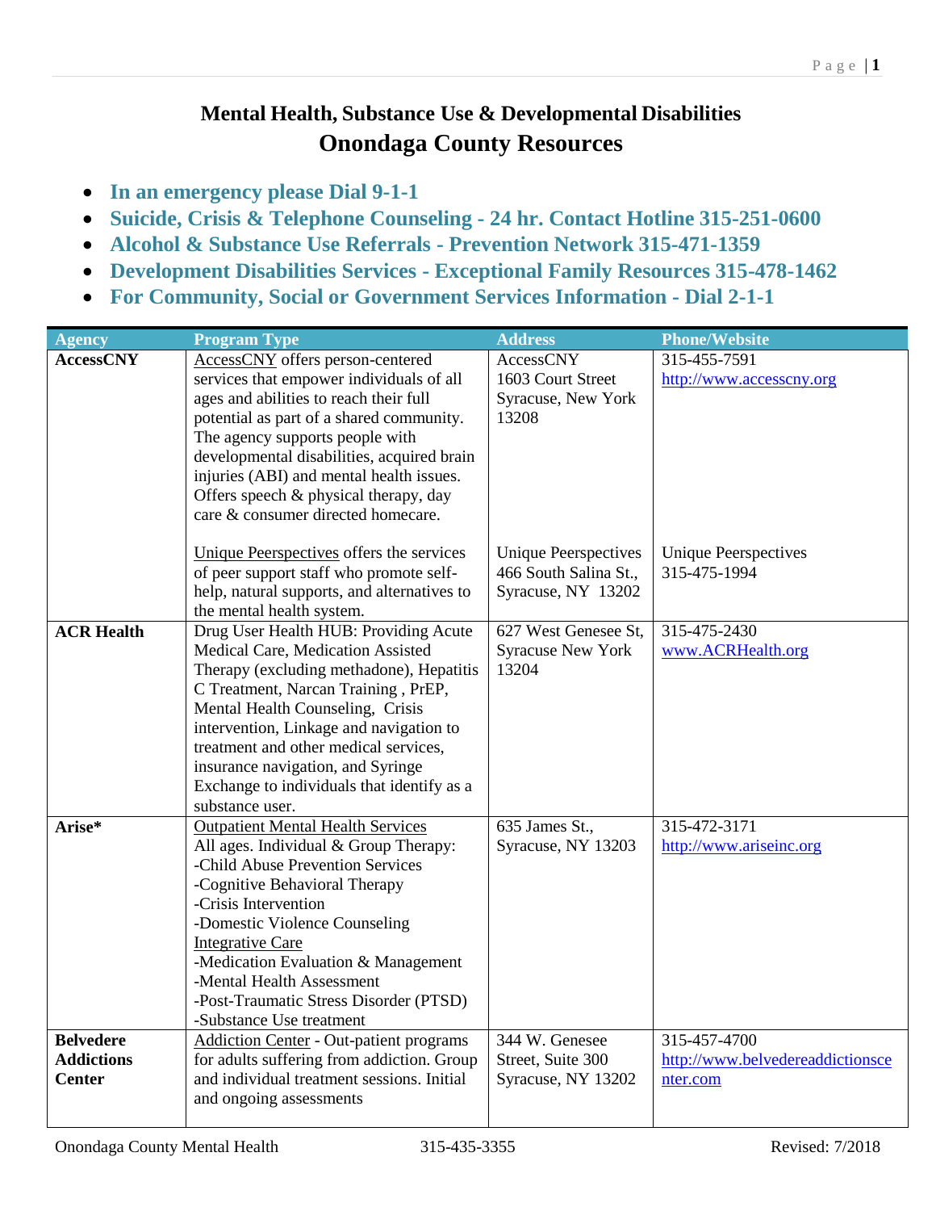# Mental Health, Substance Use & Developmental Disabilities
# Onondaga County Resources

- **In an emergency please Dial 9-1-1**
- **Suicide, Crisis & Telephone Counseling - 24 hr. Contact Hotline 315-251-0600**
- **Alcohol & Substance Use Referrals - Prevention Network 315-471-1359**
- **Development Disabilities Services - Exceptional Family Resources 315-478-1462**
- **For Community, Social or Government Services Information - Dial 2-1-1**

| Agency | Program Type | Address | Phone/Website |
|---|---|---|---|
| **AccessCNY** | AccessCNY offers person-centered services that empower individuals of all ages and abilities to reach their full potential as part of a shared community. The agency supports people with developmental disabilities, acquired brain injuries (ABI) and mental health issues. Offers speech & physical therapy, day care & consumer directed homecare. | AccessCNY<br>1603 Court Street<br>Syracuse, New York 13208 | 315-455-7591<br>http://www.accesscny.org |
| | Unique Peerspectives offers the services of peer support staff who promote self-help, natural supports, and alternatives to the mental health system. | Unique Peerspectives<br>466 South Salina St., Syracuse, NY 13202 | Unique Peerspectives<br>315-475-1994 |
| **ACR Health** | Drug User Health HUB: Providing Acute Medical Care, Medication Assisted Therapy (excluding methadone), Hepatitis C Treatment, Narcan Training , PrEP, Mental Health Counseling, Crisis intervention, Linkage and navigation to treatment and other medical services, insurance navigation, and Syringe Exchange to individuals that identify as a substance user. | 627 West Genesee St, Syracuse New York 13204 | 315-475-2430<br>www.ACRHealth.org |
| **Arise*** | Outpatient Mental Health Services<br>All ages. Individual & Group Therapy:<br>-Child Abuse Prevention Services<br>-Cognitive Behavioral Therapy<br>-Crisis Intervention<br>-Domestic Violence Counseling<br>Integrative Care<br>-Medication Evaluation & Management<br>-Mental Health Assessment<br>-Post-Traumatic Stress Disorder (PTSD)<br>-Substance Use treatment | 635 James St., Syracuse, NY 13203 | 315-472-3171<br>http://www.ariseinc.org |
| **Belvedere Addictions Center** | Addiction Center - Out-patient programs for adults suffering from addiction. Group and individual treatment sessions. Initial and ongoing assessments | 344 W. Genesee Street, Suite 300 Syracuse, NY 13202 | 315-457-4700<br>http://www.belvedereaddictionscenter.com |

Onondaga County Mental Health 315-435-3355 Revised: 7/2018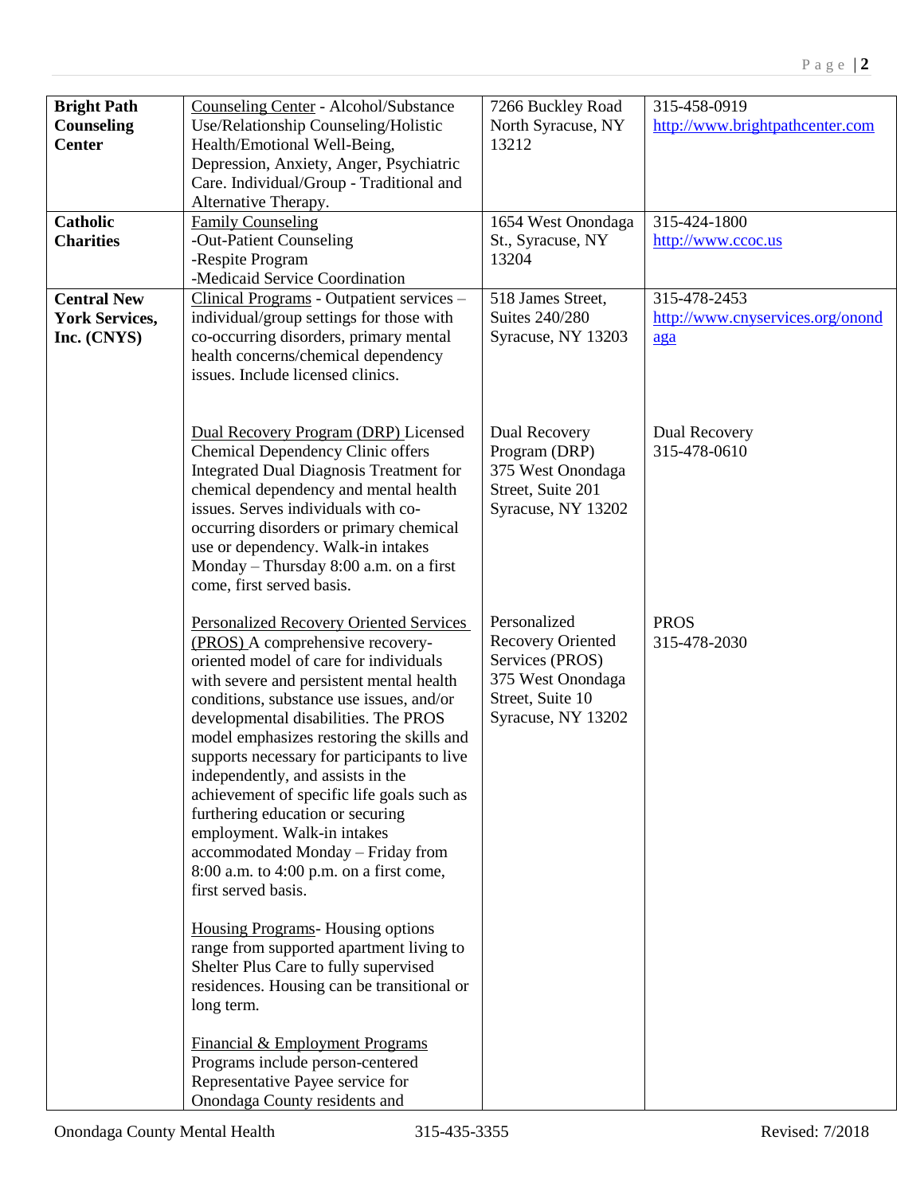| | | | |
|---|---|---|---|
| **Bright Path Counseling Center** | Counseling Center - Alcohol/Substance Use/Relationship Counseling/Holistic Health/Emotional Well-Being, Depression, Anxiety, Anger, Psychiatric Care. Individual/Group - Traditional and Alternative Therapy. | 7266 Buckley Road North Syracuse, NY 13212 | 315-458-0919 http://www.brightpathcenter.com |
| **Catholic Charities** | Family Counseling<br>-Out-Patient Counseling<br>-Respite Program<br>-Medicaid Service Coordination | 1654 West Onondaga St., Syracuse, NY 13204 | 315-424-1800 http://www.ccoc.us |
| **Central New York Services, Inc. (CNYS)** | Clinical Programs - Outpatient services – individual/group settings for those with co-occurring disorders, primary mental health concerns/chemical dependency issues. Include licensed clinics. | 518 James Street, Suites 240/280 Syracuse, NY 13203 | 315-478-2453 http://www.cnyservices.org/onondaga |
| | Dual Recovery Program (DRP) Licensed Chemical Dependency Clinic offers Integrated Dual Diagnosis Treatment for chemical dependency and mental health issues. Serves individuals with co-occurring disorders or primary chemical use or dependency. Walk-in intakes Monday – Thursday 8:00 a.m. on a first come, first served basis. | Dual Recovery Program (DRP) 375 West Onondaga Street, Suite 201 Syracuse, NY 13202 | Dual Recovery 315-478-0610 |
| | Personalized Recovery Oriented Services (PROS) A comprehensive recovery-oriented model of care for individuals with severe and persistent mental health conditions, substance use issues, and/or developmental disabilities. The PROS model emphasizes restoring the skills and supports necessary for participants to live independently, and assists in the achievement of specific life goals such as furthering education or securing employment. Walk-in intakes accommodated Monday – Friday from 8:00 a.m. to 4:00 p.m. on a first come, first served basis. | Personalized Recovery Oriented Services (PROS) 375 West Onondaga Street, Suite 10 Syracuse, NY 13202 | PROS 315-478-2030 |
| | Housing Programs- Housing options range from supported apartment living to Shelter Plus Care to fully supervised residences. Housing can be transitional or long term. | | |
| | Financial & Employment Programs Programs include person-centered Representative Payee service for Onondaga County residents and | | |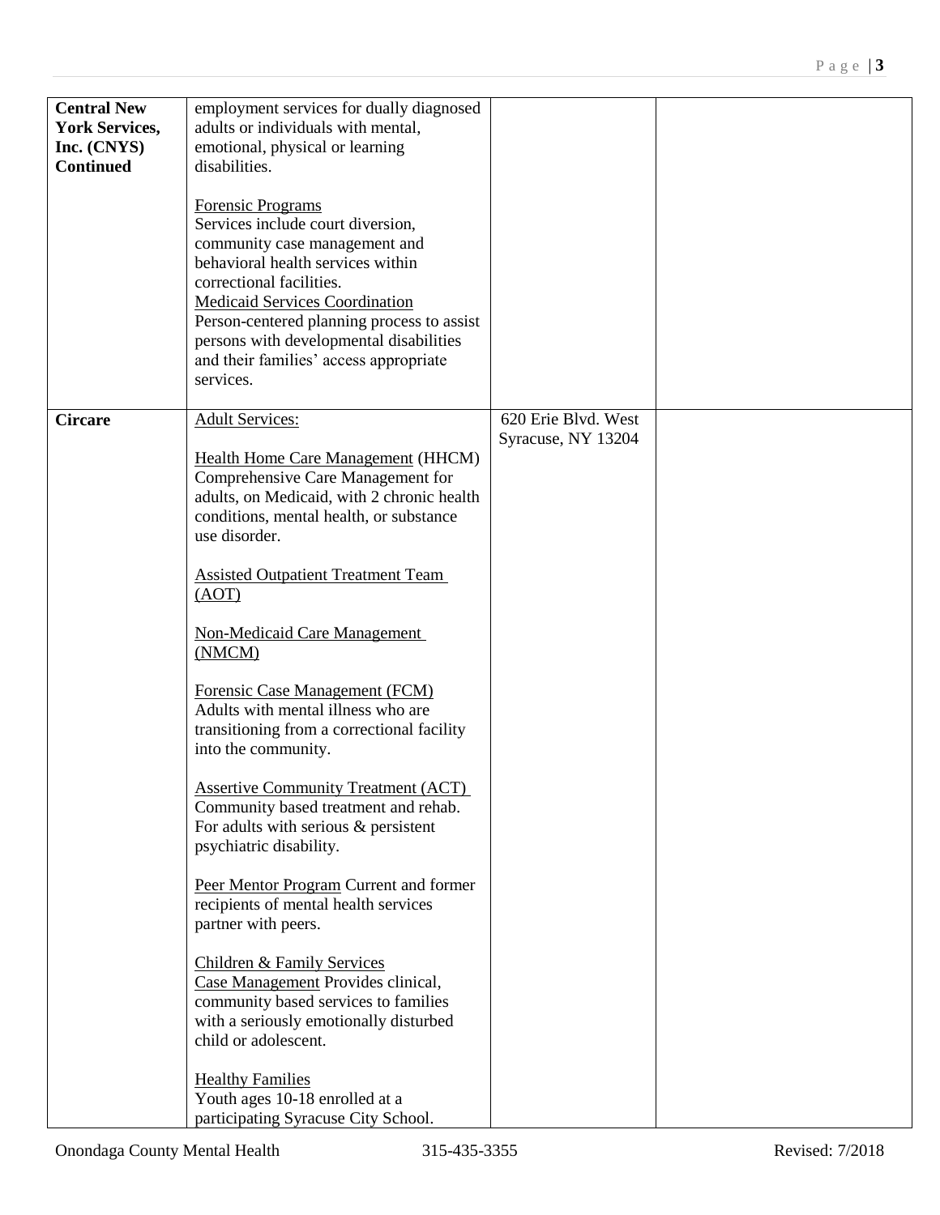| | | | |
|---|---|---|---|
| **Central New York Services, Inc. (CNYS) Continued** | employment services for dually diagnosed adults or individuals with mental, emotional, physical or learning disabilities.<br><br>Forensic Programs<br>Services include court diversion, community case management and behavioral health services within correctional facilities.<br>Medicaid Services Coordination<br>Person-centered planning process to assist persons with developmental disabilities and their families' access appropriate services. | | |
| **Circare** | Adult Services:<br><br>Health Home Care Management (HHCM)<br>Comprehensive Care Management for adults, on Medicaid, with 2 chronic health conditions, mental health, or substance use disorder.<br><br>Assisted Outpatient Treatment Team (AOT)<br><br>Non-Medicaid Care Management (NMCM)<br><br>Forensic Case Management (FCM)<br>Adults with mental illness who are transitioning from a correctional facility into the community.<br><br>Assertive Community Treatment (ACT)<br>Community based treatment and rehab. For adults with serious & persistent psychiatric disability.<br><br>Peer Mentor Program Current and former recipients of mental health services partner with peers.<br><br>Children & Family Services<br>Case Management Provides clinical, community based services to families with a seriously emotionally disturbed child or adolescent.<br><br>Healthy Families<br>Youth ages 10-18 enrolled at a participating Syracuse City School. | 620 Erie Blvd. West<br>Syracuse, NY 13204 | |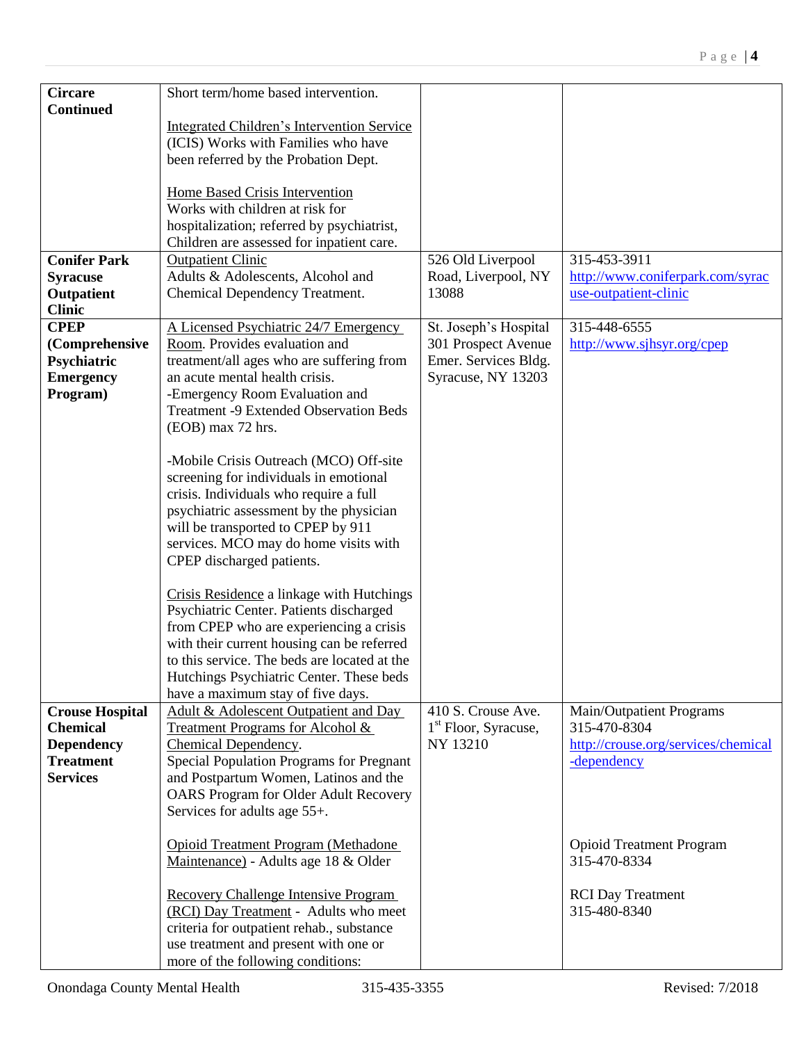| | | | |
|---|---|---|---|
| **Circare Continued** | Short term/home based intervention.<br><br>Integrated Children's Intervention Service (ICIS) Works with Families who have been referred by the Probation Dept.<br><br>Home Based Crisis Intervention Works with children at risk for hospitalization; referred by psychiatrist, Children are assessed for inpatient care. | | |
| **Conifer Park Syracuse Outpatient Clinic** | Outpatient Clinic<br>Adults & Adolescents, Alcohol and Chemical Dependency Treatment. | 526 Old Liverpool Road, Liverpool, NY 13088 | 315-453-3911<br>http://www.coniferpark.com/syracuse-outpatient-clinic |
| **CPEP (Comprehensive Psychiatric Emergency Program)** | A Licensed Psychiatric 24/7 Emergency Room. Provides evaluation and treatment/all ages who are suffering from an acute mental health crisis.<br>-Emergency Room Evaluation and Treatment -9 Extended Observation Beds (EOB) max 72 hrs.<br><br>-Mobile Crisis Outreach (MCO) Off-site screening for individuals in emotional crisis. Individuals who require a full psychiatric assessment by the physician will be transported to CPEP by 911 services. MCO may do home visits with CPEP discharged patients.<br><br>Crisis Residence a linkage with Hutchings Psychiatric Center. Patients discharged from CPEP who are experiencing a crisis with their current housing can be referred to this service. The beds are located at the Hutchings Psychiatric Center. These beds have a maximum stay of five days. | St. Joseph's Hospital 301 Prospect Avenue Emer. Services Bldg. Syracuse, NY 13203 | 315-448-6555<br>http://www.sjhsyr.org/cpep |
| **Crouse Hospital Chemical Dependency Treatment Services** | Adult & Adolescent Outpatient and Day Treatment Programs for Alcohol & Chemical Dependency.<br>Special Population Programs for Pregnant and Postpartum Women, Latinos and the OARS Program for Older Adult Recovery Services for adults age 55+.<br><br>Opioid Treatment Program (Methadone Maintenance) - Adults age 18 & Older<br><br>Recovery Challenge Intensive Program (RCI) Day Treatment - Adults who meet criteria for outpatient rehab., substance use treatment and present with one or more of the following conditions: | 410 S. Crouse Ave. 1st Floor, Syracuse, NY 13210 | Main/Outpatient Programs<br>315-470-8304<br>http://crouse.org/services/chemical-dependency<br><br>Opioid Treatment Program<br>315-470-8334<br><br>RCI Day Treatment<br>315-480-8340 |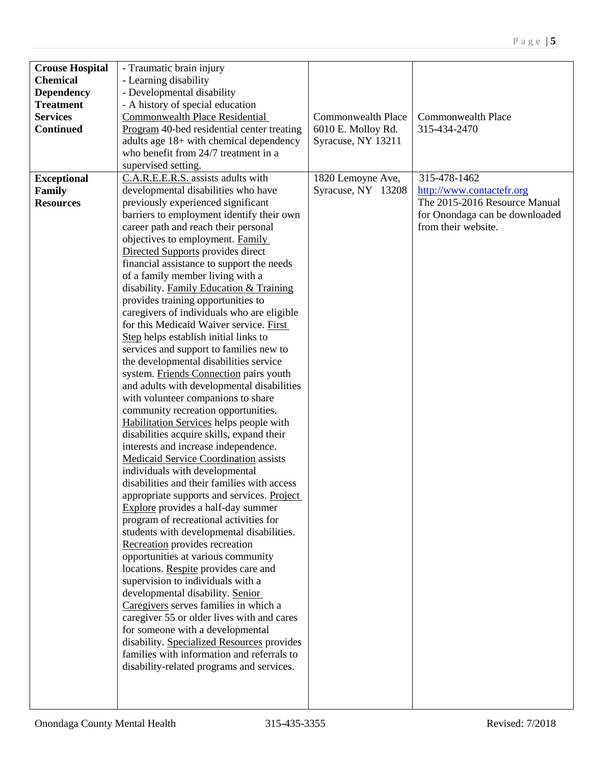| | | | |
|---|---|---|---|
| **Crouse Hospital Chemical Dependency Treatment Services Continued** | - Traumatic brain injury<br>- Learning disability<br>- Developmental disability<br>- A history of special education<br>Commonwealth Place Residential Program 40-bed residential center treating adults age 18+ with chemical dependency who benefit from 24/7 treatment in a supervised setting. | Commonwealth Place<br>6010 E. Molloy Rd.<br>Syracuse, NY 13211 | Commonwealth Place<br>315-434-2470 |
| **Exceptional Family Resources** | C.A.R.E.E.R.S. assists adults with developmental disabilities who have previously experienced significant barriers to employment identify their own career path and reach their personal objectives to employment. Family Directed Supports provides direct financial assistance to support the needs of a family member living with a disability. Family Education & Training provides training opportunities to caregivers of individuals who are eligible for this Medicaid Waiver service. First Step helps establish initial links to services and support to families new to the developmental disabilities service system. Friends Connection pairs youth and adults with developmental disabilities with volunteer companions to share community recreation opportunities. Habilitation Services helps people with disabilities acquire skills, expand their interests and increase independence. Medicaid Service Coordination assists individuals with developmental disabilities and their families with access appropriate supports and services. Project Explore provides a half-day summer program of recreational activities for students with developmental disabilities. Recreation provides recreation opportunities at various community locations. Respite provides care and supervision to individuals with a developmental disability. Senior Caregivers serves families in which a caregiver 55 or older lives with and cares for someone with a developmental disability. Specialized Resources provides families with information and referrals to disability-related programs and services. | 1820 Lemoyne Ave,<br>Syracuse, NY 13208 | 315-478-1462<br>http://www.contactefr.org<br>The 2015-2016 Resource Manual for Onondaga can be downloaded from their website. |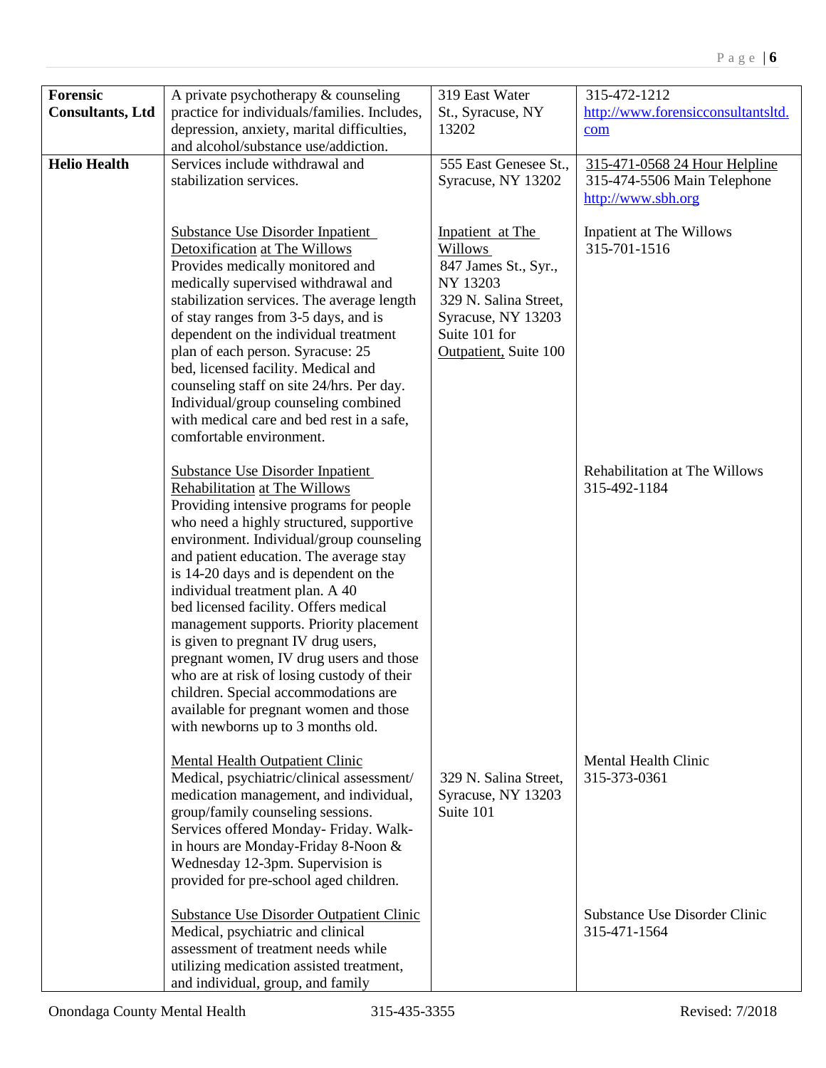| | | | |
|---|---|---|---|
| **Forensic Consultants, Ltd** | A private psychotherapy & counseling practice for individuals/families. Includes, depression, anxiety, marital difficulties, and alcohol/substance use/addiction. | 319 East Water St., Syracuse, NY 13202 | 315-472-1212<br>http://www.forensicconsultantsltd.com |
| **Helio Health** | Services include withdrawal and stabilization services.<br><br>Substance Use Disorder Inpatient Detoxification at The Willows<br>Provides medically monitored and medically supervised withdrawal and stabilization services. The average length of stay ranges from 3-5 days, and is dependent on the individual treatment plan of each person. Syracuse: 25 bed, licensed facility. Medical and counseling staff on site 24/hrs. Per day. Individual/group counseling combined with medical care and bed rest in a safe, comfortable environment.<br><br>Substance Use Disorder Inpatient Rehabilitation at The Willows<br>Providing intensive programs for people who need a highly structured, supportive environment. Individual/group counseling and patient education. The average stay is 14-20 days and is dependent on the individual treatment plan. A 40 bed licensed facility. Offers medical management supports. Priority placement is given to pregnant IV drug users, pregnant women, IV drug users and those who are at risk of losing custody of their children. Special accommodations are available for pregnant women and those with newborns up to 3 months old.<br><br>Mental Health Outpatient Clinic<br>Medical, psychiatric/clinical assessment/ medication management, and individual, group/family counseling sessions. Services offered Monday- Friday. Walk-in hours are Monday-Friday 8-Noon & Wednesday 12-3pm. Supervision is provided for pre-school aged children.<br><br>Substance Use Disorder Outpatient Clinic<br>Medical, psychiatric and clinical assessment of treatment needs while utilizing medication assisted treatment, and individual, group, and family | 555 East Genesee St., Syracuse, NY 13202<br><br>Inpatient at The Willows<br>847 James St., Syr., NY 13203<br>329 N. Salina Street, Syracuse, NY 13203 Suite 101 for Outpatient, Suite 100<br><br>329 N. Salina Street, Syracuse, NY 13203 Suite 101 | 315-471-0568 24 Hour Helpline<br>315-474-5506 Main Telephone<br>http://www.sbh.org<br><br>Inpatient at The Willows<br>315-701-1516<br><br>Rehabilitation at The Willows<br>315-492-1184<br><br>Mental Health Clinic<br>315-373-0361<br><br>Substance Use Disorder Clinic<br>315-471-1564 |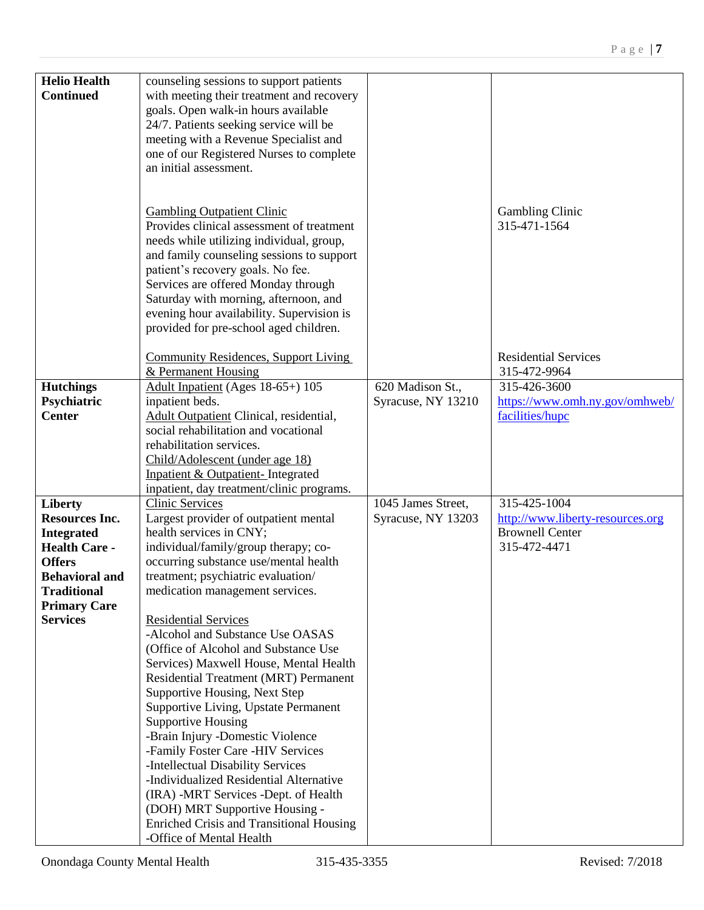| | | | |
|---|---|---|---|
| **Helio Health Continued** | counseling sessions to support patients with meeting their treatment and recovery goals. Open walk-in hours available 24/7. Patients seeking service will be meeting with a Revenue Specialist and one of our Registered Nurses to complete an initial assessment.<br><br>Gambling Outpatient Clinic<br>Provides clinical assessment of treatment needs while utilizing individual, group, and family counseling sessions to support patient's recovery goals. No fee. Services are offered Monday through Saturday with morning, afternoon, and evening hour availability. Supervision is provided for pre-school aged children.<br><br>Community Residences, Support Living & Permanent Housing | | Gambling Clinic<br>315-471-1564<br><br>Residential Services<br>315-472-9964 |
| **Hutchings Psychiatric Center** | Adult Inpatient (Ages 18-65+) 105 inpatient beds.<br>Adult Outpatient Clinical, residential, social rehabilitation and vocational rehabilitation services.<br>Child/Adolescent (under age 18) Inpatient & Outpatient- Integrated inpatient, day treatment/clinic programs. | 620 Madison St., Syracuse, NY 13210 | 315-426-3600<br>https://www.omh.ny.gov/omhweb/facilities/hupc |
| **Liberty Resources Inc. Integrated Health Care - Offers Behavioral and Traditional Primary Care Services** | Clinic Services<br>Largest provider of outpatient mental health services in CNY; individual/family/group therapy; co-occurring substance use/mental health treatment; psychiatric evaluation/ medication management services.<br><br>Residential Services<br>-Alcohol and Substance Use OASAS (Office of Alcohol and Substance Use Services) Maxwell House, Mental Health Residential Treatment (MRT) Permanent Supportive Housing, Next Step Supportive Living, Upstate Permanent Supportive Housing<br>-Brain Injury -Domestic Violence<br>-Family Foster Care -HIV Services<br>-Intellectual Disability Services<br>-Individualized Residential Alternative (IRA) -MRT Services -Dept. of Health (DOH) MRT Supportive Housing - Enriched Crisis and Transitional Housing<br>-Office of Mental Health | 1045 James Street, Syracuse, NY 13203 | 315-425-1004<br>http://www.liberty-resources.org<br>Brownell Center<br>315-472-4471 |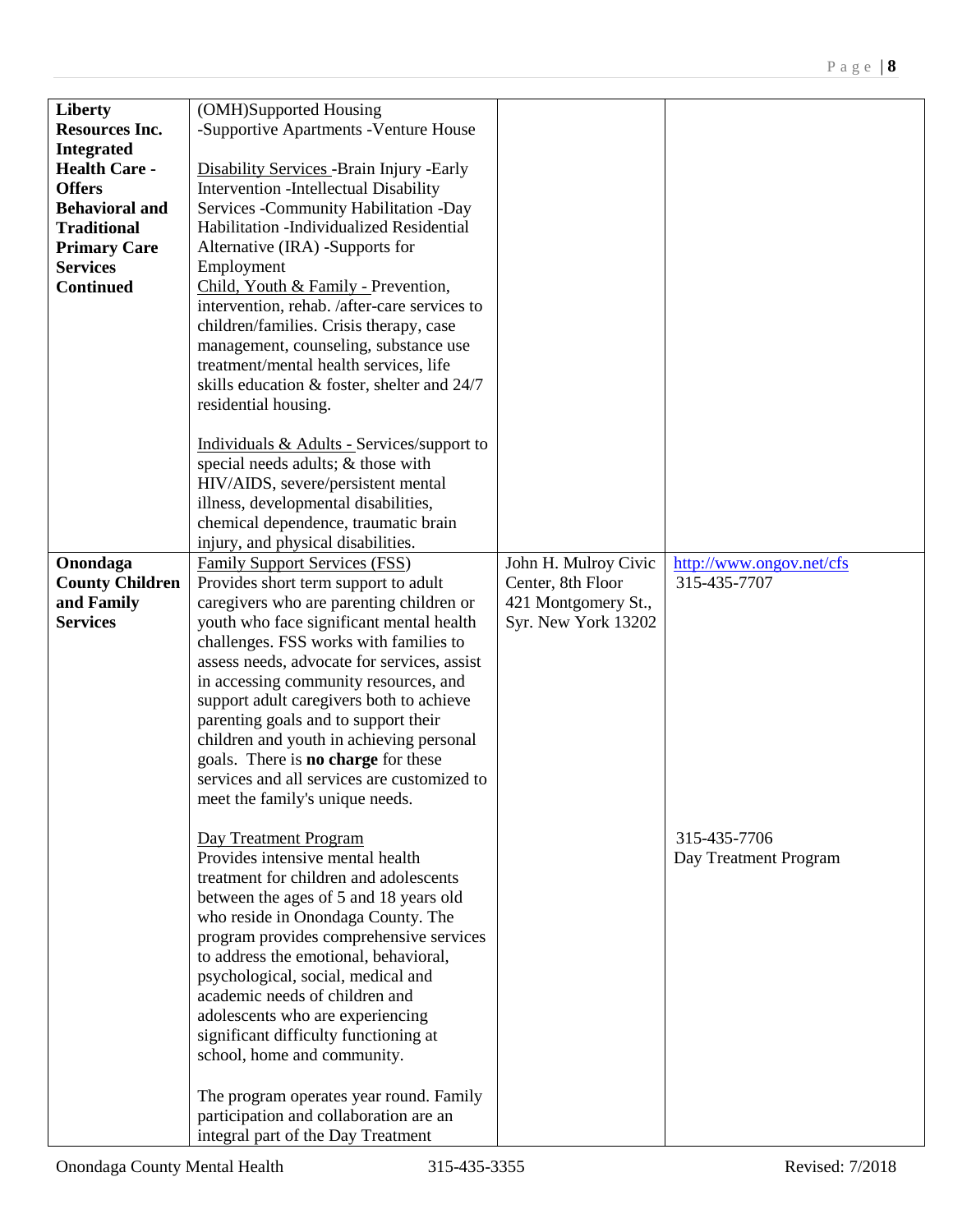| | | | |
|---|---|---|---|
| **Liberty Resources Inc. Integrated Health Care - Offers Behavioral and Traditional Primary Care Services Continued** | (OMH)Supported Housing -Supportive Apartments -Venture House<br><br>Disability Services -Brain Injury -Early Intervention -Intellectual Disability Services -Community Habilitation -Day Habilitation -Individualized Residential Alternative (IRA) -Supports for Employment<br>Child, Youth & Family - Prevention, intervention, rehab. /after-care services to children/families. Crisis therapy, case management, counseling, substance use treatment/mental health services, life skills education & foster, shelter and 24/7 residential housing.<br><br>Individuals & Adults - Services/support to special needs adults; & those with HIV/AIDS, severe/persistent mental illness, developmental disabilities, chemical dependence, traumatic brain injury, and physical disabilities. | | |
| **Onondaga County Children and Family Services** | Family Support Services (FSS)<br>Provides short term support to adult caregivers who are parenting children or youth who face significant mental health challenges. FSS works with families to assess needs, advocate for services, assist in accessing community resources, and support adult caregivers both to achieve parenting goals and to support their children and youth in achieving personal goals. There is **no charge** for these services and all services are customized to meet the family's unique needs.<br><br>Day Treatment Program<br>Provides intensive mental health treatment for children and adolescents between the ages of 5 and 18 years old who reside in Onondaga County. The program provides comprehensive services to address the emotional, behavioral, psychological, social, medical and academic needs of children and adolescents who are experiencing significant difficulty functioning at school, home and community.<br><br>The program operates year round. Family participation and collaboration are an integral part of the Day Treatment | John H. Mulroy Civic Center, 8th Floor 421 Montgomery St., Syr. New York 13202 | http://www.ongov.net/cfs<br>315-435-7707<br><br>315-435-7706<br>Day Treatment Program |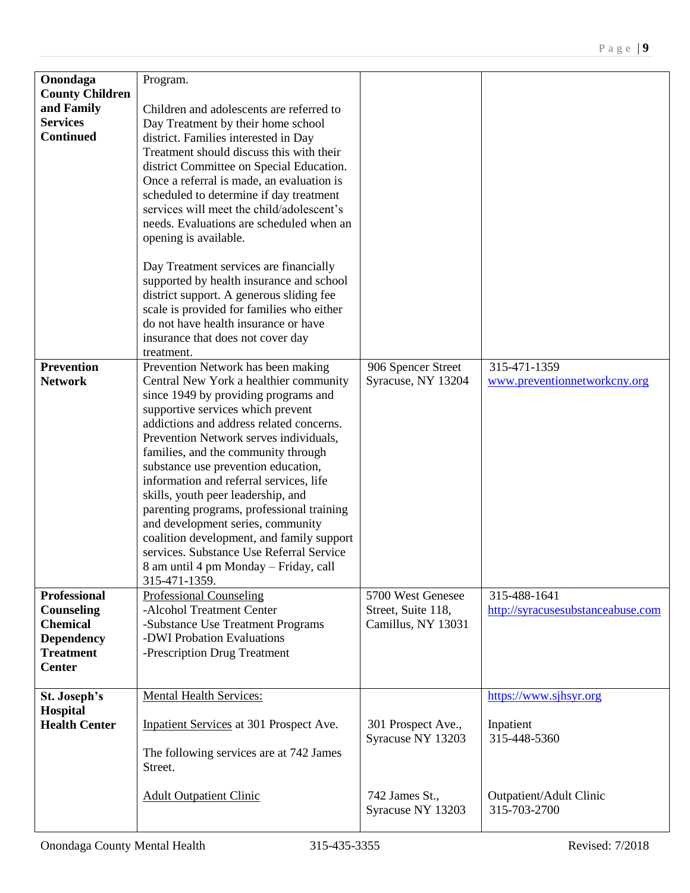| Onondaga County Children and Family Services Continued | Program.<br><br>Children and adolescents are referred to Day Treatment by their home school district. Families interested in Day Treatment should discuss this with their district Committee on Special Education. Once a referral is made, an evaluation is scheduled to determine if day treatment services will meet the child/adolescent's needs. Evaluations are scheduled when an opening is available.<br><br>Day Treatment services are financially supported by health insurance and school district support. A generous sliding fee scale is provided for families who either do not have health insurance or have insurance that does not cover day treatment. | | |
|---|---|---|---|
| **Prevention Network** | Prevention Network has been making Central New York a healthier community since 1949 by providing programs and supportive services which prevent addictions and address related concerns. Prevention Network serves individuals, families, and the community through substance use prevention education, information and referral services, life skills, youth peer leadership, and parenting programs, professional training and development series, community coalition development, and family support services. Substance Use Referral Service 8 am until 4 pm Monday – Friday, call 315-471-1359. | 906 Spencer Street Syracuse, NY 13204 | 315-471-1359<br>www.preventionnetworkcny.org |
| **Professional Counseling Chemical Dependency Treatment Center** | Professional Counseling<br>-Alcohol Treatment Center<br>-Substance Use Treatment Programs<br>-DWI Probation Evaluations<br>-Prescription Drug Treatment | 5700 West Genesee Street, Suite 118, Camillus, NY 13031 | 315-488-1641<br>http://syracusesubstanceabuse.com |
| **St. Joseph's Hospital Health Center** | Mental Health Services:<br><br>Inpatient Services at 301 Prospect Ave.<br><br>The following services are at 742 James Street.<br><br>Adult Outpatient Clinic | <br><br>301 Prospect Ave., Syracuse NY 13203<br><br><br>742 James St., Syracuse NY 13203 | https://www.sjhsyr.org<br><br>Inpatient<br>315-448-5360<br><br><br>Outpatient/Adult Clinic<br>315-703-2700 |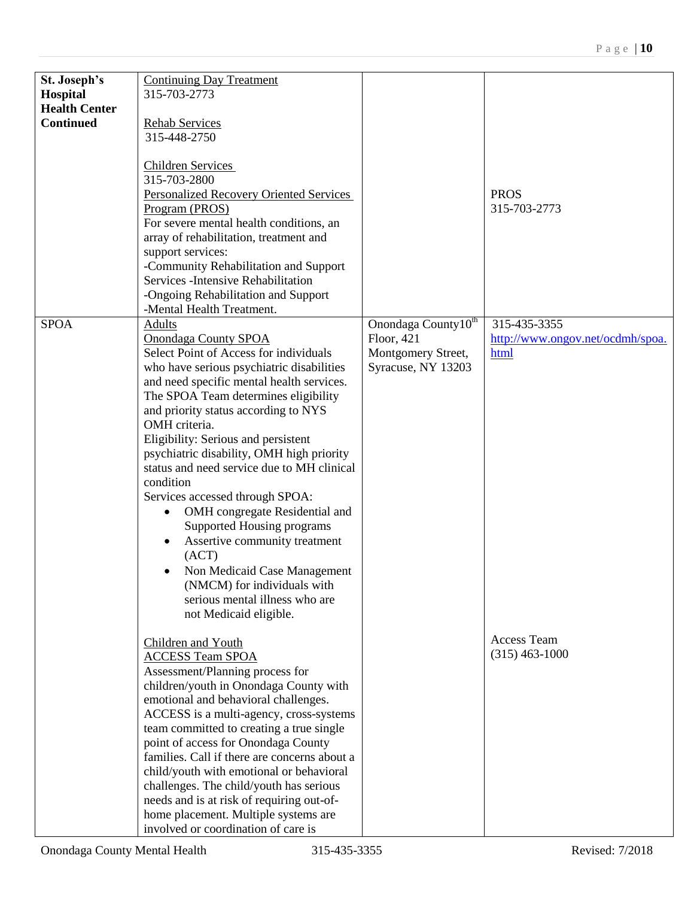| | | | |
|---|---|---|---|
| **St. Joseph's Hospital Health Center Continued** | Continuing Day Treatment<br>315-703-2773<br><br>Rehab Services<br>315-448-2750<br><br>Children Services<br>315-703-2800<br>Personalized Recovery Oriented Services Program (PROS)<br>For severe mental health conditions, an array of rehabilitation, treatment and support services:<br>-Community Rehabilitation and Support Services -Intensive Rehabilitation<br>-Ongoing Rehabilitation and Support<br>-Mental Health Treatment. | | PROS<br>315-703-2773 |
| SPOA | Adults<br>Onondaga County SPOA<br>Select Point of Access for individuals who have serious psychiatric disabilities and need specific mental health services. The SPOA Team determines eligibility and priority status according to NYS OMH criteria.<br>Eligibility: Serious and persistent psychiatric disability, OMH high priority status and need service due to MH clinical condition<br>Services accessed through SPOA:<br>• OMH congregate Residential and Supported Housing programs<br>• Assertive community treatment (ACT)<br>• Non Medicaid Case Management (NMCM) for individuals with serious mental illness who are not Medicaid eligible.<br><br>Children and Youth<br>ACCESS Team SPOA<br>Assessment/Planning process for children/youth in Onondaga County with emotional and behavioral challenges. ACCESS is a multi-agency, cross-systems team committed to creating a true single point of access for Onondaga County families. Call if there are concerns about a child/youth with emotional or behavioral challenges. The child/youth has serious needs and is at risk of requiring out-of-home placement. Multiple systems are involved or coordination of care is | Onondaga County 10th Floor, 421 Montgomery Street, Syracuse, NY 13203 | 315-435-3355<br>http://www.ongov.net/ocdmh/spoa.html<br><br>Access Team<br>(315) 463-1000 |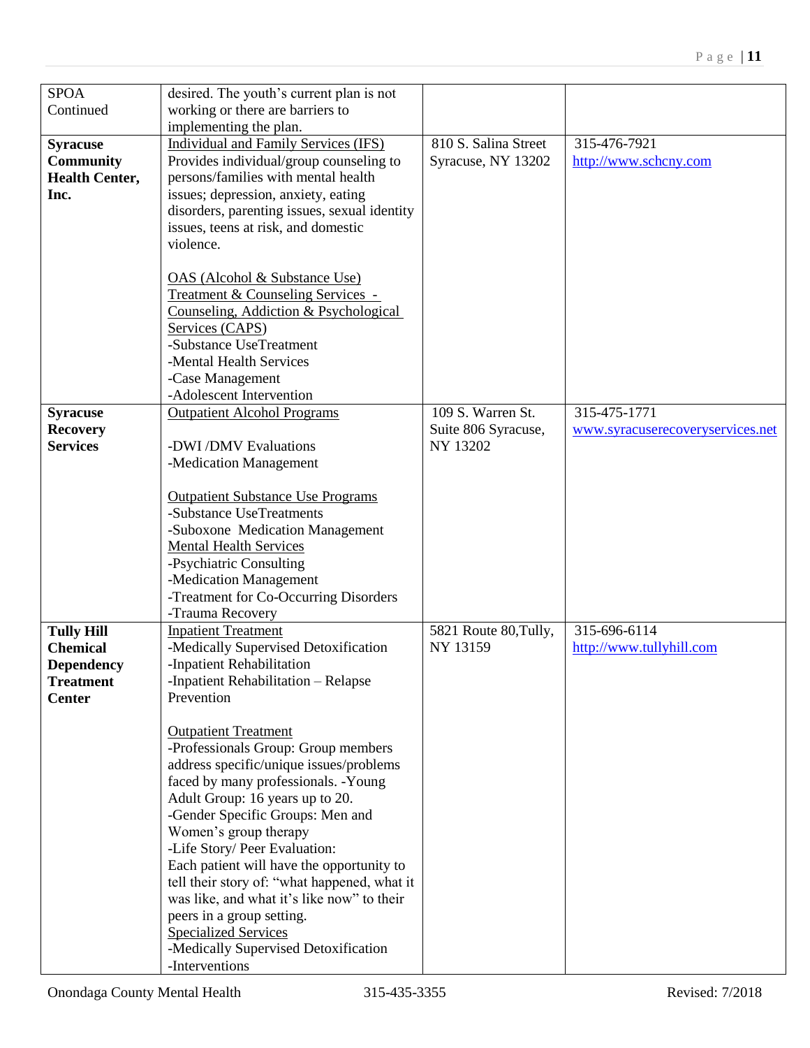| | | | |
|---|---|---|---|
| SPOA Continued | desired. The youth's current plan is not working or there are barriers to implementing the plan. | | |
| **Syracuse Community Health Center, Inc.** | Individual and Family Services (IFS)<br>Provides individual/group counseling to persons/families with mental health issues; depression, anxiety, eating disorders, parenting issues, sexual identity issues, teens at risk, and domestic violence.<br><br>OAS (Alcohol & Substance Use) Treatment & Counseling Services - Counseling, Addiction & Psychological Services (CAPS)<br>-Substance UseTreatment<br>-Mental Health Services<br>-Case Management<br>-Adolescent Intervention | 810 S. Salina Street Syracuse, NY 13202 | 315-476-7921<br>http://www.schcny.com |
| **Syracuse Recovery Services** | Outpatient Alcohol Programs<br><br>-DWI /DMV Evaluations<br>-Medication Management<br><br>Outpatient Substance Use Programs<br>-Substance UseTreatments<br>-Suboxone Medication Management<br>Mental Health Services<br>-Psychiatric Consulting<br>-Medication Management<br>-Treatment for Co-Occurring Disorders<br>-Trauma Recovery | 109 S. Warren St. Suite 806 Syracuse, NY 13202 | 315-475-1771<br>www.syracuserecoveryservices.net |
| **Tully Hill Chemical Dependency Treatment Center** | Inpatient Treatment<br>-Medically Supervised Detoxification<br>-Inpatient Rehabilitation<br>-Inpatient Rehabilitation – Relapse Prevention<br><br>Outpatient Treatment<br>-Professionals Group: Group members address specific/unique issues/problems faced by many professionals. -Young Adult Group: 16 years up to 20.<br>-Gender Specific Groups: Men and Women's group therapy<br>-Life Story/ Peer Evaluation: Each patient will have the opportunity to tell their story of: "what happened, what it was like, and what it's like now" to their peers in a group setting.<br>Specialized Services<br>-Medically Supervised Detoxification<br>-Interventions | 5821 Route 80,Tully, NY 13159 | 315-696-6114<br>http://www.tullyhill.com |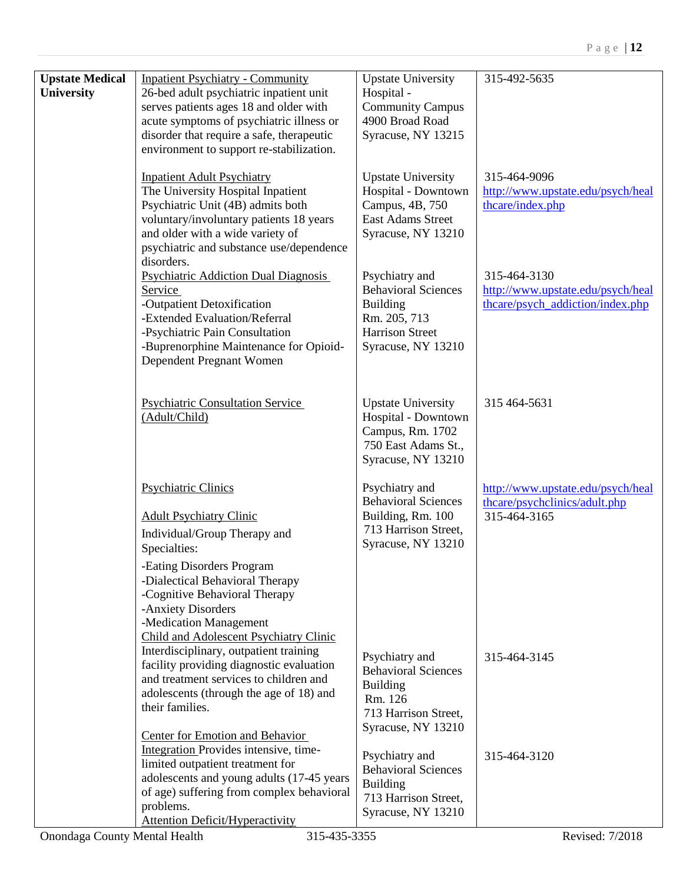| | | | |
|---|---|---|---|
| **Upstate Medical University** | Inpatient Psychiatry - Community<br>26-bed adult psychiatric inpatient unit serves patients ages 18 and older with acute symptoms of psychiatric illness or disorder that require a safe, therapeutic environment to support re-stabilization. | Upstate University Hospital - Community Campus<br>4900 Broad Road<br>Syracuse, NY 13215 | 315-492-5635 |
| | Inpatient Adult Psychiatry<br>The University Hospital Inpatient Psychiatric Unit (4B) admits both voluntary/involuntary patients 18 years and older with a wide variety of psychiatric and substance use/dependence disorders. | Upstate University Hospital - Downtown Campus, 4B, 750 East Adams Street<br>Syracuse, NY 13210 | 315-464-9096<br>http://www.upstate.edu/psych/healthcare/index.php |
| | Psychiatric Addiction Dual Diagnosis Service<br>-Outpatient Detoxification<br>-Extended Evaluation/Referral<br>-Psychiatric Pain Consultation<br>-Buprenorphine Maintenance for Opioid-Dependent Pregnant Women | Psychiatry and Behavioral Sciences Building<br>Rm. 205, 713 Harrison Street<br>Syracuse, NY 13210 | 315-464-3130<br>http://www.upstate.edu/psych/healthcare/psych_addiction/index.php |
| | Psychiatric Consultation Service (Adult/Child) | Upstate University Hospital - Downtown Campus, Rm. 1702<br>750 East Adams St.,<br>Syracuse, NY 13210 | 315 464-5631 |
| | Psychiatric Clinics<br><br>Adult Psychiatry Clinic<br>Individual/Group Therapy and Specialties:<br>-Eating Disorders Program<br>-Dialectical Behavioral Therapy<br>-Cognitive Behavioral Therapy<br>-Anxiety Disorders<br>-Medication Management | Psychiatry and Behavioral Sciences Building, Rm. 100<br>713 Harrison Street,<br>Syracuse, NY 13210 | http://www.upstate.edu/psych/healthcare/psychclinics/adult.php<br>315-464-3165 |
| | Child and Adolescent Psychiatry Clinic<br>Interdisciplinary, outpatient training facility providing diagnostic evaluation and treatment services to children and adolescents (through the age of 18) and their families. | Psychiatry and Behavioral Sciences Building<br>Rm. 126<br>713 Harrison Street,<br>Syracuse, NY 13210 | 315-464-3145 |
| | Center for Emotion and Behavior Integration Provides intensive, time-limited outpatient treatment for adolescents and young adults (17-45 years of age) suffering from complex behavioral problems. | Psychiatry and Behavioral Sciences Building<br>713 Harrison Street,<br>Syracuse, NY 13210 | 315-464-3120 |
| | Attention Deficit/Hyperactivity | | |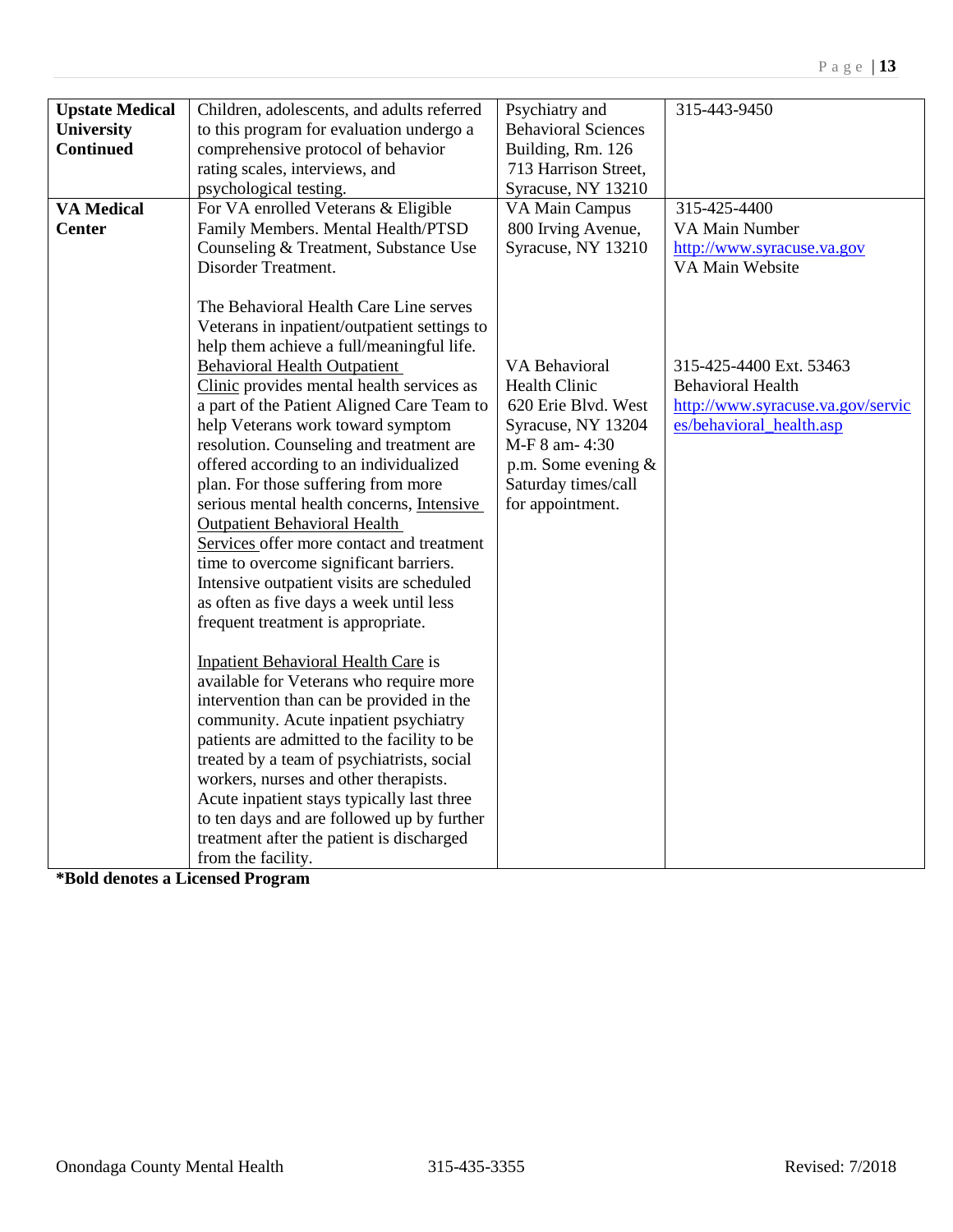| | | | |
|---|---|---|---|
| **Upstate Medical University Continued** | Children, adolescents, and adults referred to this program for evaluation undergo a comprehensive protocol of behavior rating scales, interviews, and psychological testing. | Psychiatry and Behavioral Sciences Building, Rm. 126 713 Harrison Street, Syracuse, NY 13210 | 315-443-9450 |
| **VA Medical Center** | For VA enrolled Veterans & Eligible Family Members. Mental Health/PTSD Counseling & Treatment, Substance Use Disorder Treatment.<br><br>The Behavioral Health Care Line serves Veterans in inpatient/outpatient settings to help them achieve a full/meaningful life. Behavioral Health Outpatient Clinic provides mental health services as a part of the Patient Aligned Care Team to help Veterans work toward symptom resolution. Counseling and treatment are offered according to an individualized plan. For those suffering from more serious mental health concerns, Intensive Outpatient Behavioral Health Services offer more contact and treatment time to overcome significant barriers. Intensive outpatient visits are scheduled as often as five days a week until less frequent treatment is appropriate.<br><br>Inpatient Behavioral Health Care is available for Veterans who require more intervention than can be provided in the community. Acute inpatient psychiatry patients are admitted to the facility to be treated by a team of psychiatrists, social workers, nurses and other therapists. Acute inpatient stays typically last three to ten days and are followed up by further treatment after the patient is discharged from the facility. | VA Main Campus 800 Irving Avenue, Syracuse, NY 13210<br><br>VA Behavioral Health Clinic 620 Erie Blvd. West Syracuse, NY 13204 M-F 8 am- 4:30 p.m. Some evening & Saturday times/call for appointment. | 315-425-4400 VA Main Number http://www.syracuse.va.gov VA Main Website<br><br>315-425-4400 Ext. 53463 Behavioral Health http://www.syracuse.va.gov/services/behavioral_health.asp |

**\*Bold denotes a Licensed Program**

Onondaga County Mental Health 315-435-3355 Revised: 7/2018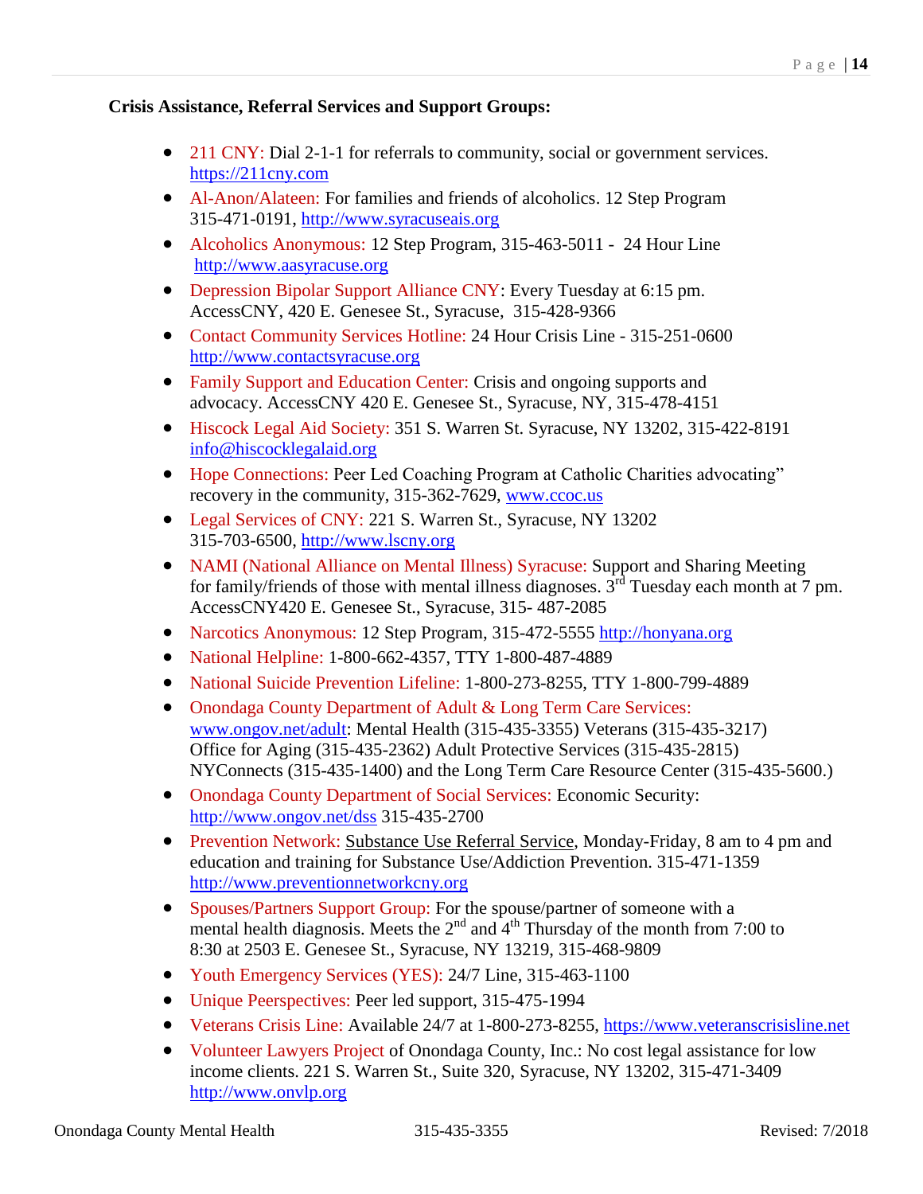**Crisis Assistance, Referral Services and Support Groups:**

- 211 CNY: Dial 2-1-1 for referrals to community, social or government services. https://211cny.com
- Al-Anon/Alateen: For families and friends of alcoholics. 12 Step Program 315-471-0191, http://www.syracuseais.org
- Alcoholics Anonymous: 12 Step Program, 315-463-5011 - 24 Hour Line http://www.aasyracuse.org
- Depression Bipolar Support Alliance CNY: Every Tuesday at 6:15 pm. AccessCNY, 420 E. Genesee St., Syracuse, 315-428-9366
- Contact Community Services Hotline: 24 Hour Crisis Line - 315-251-0600 http://www.contactsyracuse.org
- Family Support and Education Center: Crisis and ongoing supports and advocacy. AccessCNY 420 E. Genesee St., Syracuse, NY, 315-478-4151
- Hiscock Legal Aid Society: 351 S. Warren St. Syracuse, NY 13202, 315-422-8191 info@hiscocklegalaid.org
- Hope Connections: Peer Led Coaching Program at Catholic Charities advocating" recovery in the community, 315-362-7629, www.ccoc.us
- Legal Services of CNY: 221 S. Warren St., Syracuse, NY 13202 315-703-6500, http://www.lscny.org
- NAMI (National Alliance on Mental Illness) Syracuse: Support and Sharing Meeting for family/friends of those with mental illness diagnoses. 3rd Tuesday each month at 7 pm. AccessCNY420 E. Genesee St., Syracuse, 315- 487-2085
- Narcotics Anonymous: 12 Step Program, 315-472-5555 http://honyana.org
- National Helpline: 1-800-662-4357, TTY 1-800-487-4889
- National Suicide Prevention Lifeline: 1-800-273-8255, TTY 1-800-799-4889
- Onondaga County Department of Adult & Long Term Care Services: www.ongov.net/adult: Mental Health (315-435-3355) Veterans (315-435-3217) Office for Aging (315-435-2362) Adult Protective Services (315-435-2815) NYConnects (315-435-1400) and the Long Term Care Resource Center (315-435-5600.)
- Onondaga County Department of Social Services: Economic Security: http://www.ongov.net/dss 315-435-2700
- Prevention Network: Substance Use Referral Service, Monday-Friday, 8 am to 4 pm and education and training for Substance Use/Addiction Prevention. 315-471-1359 http://www.preventionnetworkcny.org
- Spouses/Partners Support Group: For the spouse/partner of someone with a mental health diagnosis. Meets the 2nd and 4th Thursday of the month from 7:00 to 8:30 at 2503 E. Genesee St., Syracuse, NY 13219, 315-468-9809
- Youth Emergency Services (YES): 24/7 Line, 315-463-1100
- Unique Peerspectives: Peer led support, 315-475-1994
- Veterans Crisis Line: Available 24/7 at 1-800-273-8255, https://www.veteranscrisisline.net
- Volunteer Lawyers Project of Onondaga County, Inc.: No cost legal assistance for low income clients. 221 S. Warren St., Suite 320, Syracuse, NY 13202, 315-471-3409 http://www.onvlp.org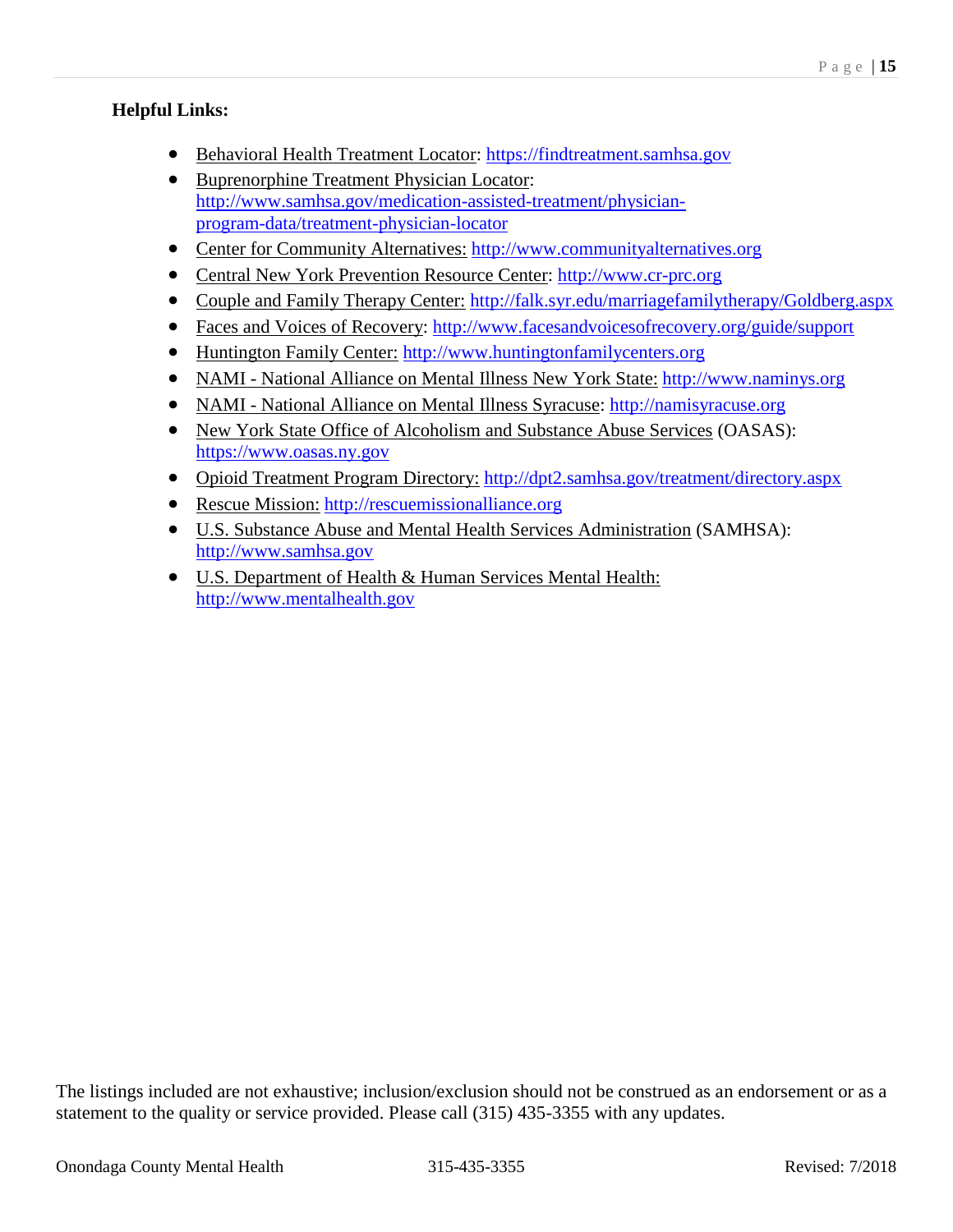**Helpful Links:**

- Behavioral Health Treatment Locator: https://findtreatment.samhsa.gov
- Buprenorphine Treatment Physician Locator: http://www.samhsa.gov/medication-assisted-treatment/physician-program-data/treatment-physician-locator
- Center for Community Alternatives: http://www.communityalternatives.org
- Central New York Prevention Resource Center: http://www.cr-prc.org
- Couple and Family Therapy Center: http://falk.syr.edu/marriagefamilytherapy/Goldberg.aspx
- Faces and Voices of Recovery: http://www.facesandvoicesofrecovery.org/guide/support
- Huntington Family Center: http://www.huntingtonfamilycenters.org
- NAMI - National Alliance on Mental Illness New York State: http://www.naminys.org
- NAMI - National Alliance on Mental Illness Syracuse: http://namisyracuse.org
- New York State Office of Alcoholism and Substance Abuse Services (OASAS): https://www.oasas.ny.gov
- Opioid Treatment Program Directory: http://dpt2.samhsa.gov/treatment/directory.aspx
- Rescue Mission: http://rescuemissionalliance.org
- U.S. Substance Abuse and Mental Health Services Administration (SAMHSA): http://www.samhsa.gov
- U.S. Department of Health & Human Services Mental Health: http://www.mentalhealth.gov

The listings included are not exhaustive; inclusion/exclusion should not be construed as an endorsement or as a statement to the quality or service provided. Please call (315) 435-3355 with any updates.